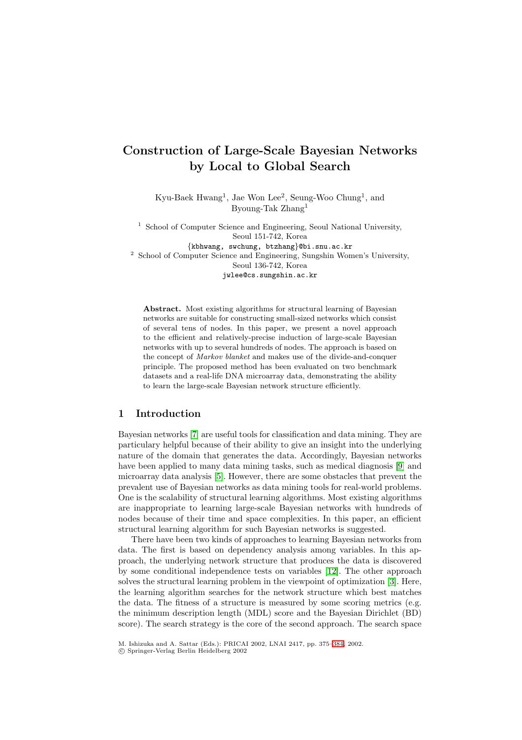# Construction of Large-Scale Bayesian Networks by Local to Global Search

Kyu-Baek Hwang[1], Jae Won Lee[2], Seung-Woo Chung[1], and Byoung-Tak Zhang[1]

[1] School of Computer Science and Engineering, Seoul National University, Seoul 151-742, Korea
{kbhwang, swchung, btzhang}@bi.snu.ac.kr

[2] School of Computer Science and Engineering, Sungshin Women's University, Seoul 136-742, Korea
jwlee@cs.sungshin.ac.kr

**Abstract.** Most existing algorithms for structural learning of Bayesian networks are suitable for constructing small-sized networks which consist of several tens of nodes. In this paper, we present a novel approach to the efficient and relatively-precise induction of large-scale Bayesian networks with up to several hundreds of nodes. The approach is based on the concept of *Markov blanket* and makes use of the divide-and-conquer principle. The proposed method has been evaluated on two benchmark datasets and a real-life DNA microarray data, demonstrating the ability to learn the large-scale Bayesian network structure efficiently.

## 1 Introduction

Bayesian networks [7] are useful tools for classification and data mining. They are particulary helpful because of their ability to give an insight into the underlying nature of the domain that generates the data. Accordingly, Bayesian networks have been applied to many data mining tasks, such as medical diagnosis [9] and microarray data analysis [5]. However, there are some obstacles that prevent the prevalent use of Bayesian networks as data mining tools for real-world problems. One is the scalability of structural learning algorithms. Most existing algorithms are inappropriate to learning large-scale Bayesian networks with hundreds of nodes because of their time and space complexities. In this paper, an efficient structural learning algorithm for such Bayesian networks is suggested.

There have been two kinds of approaches to learning Bayesian networks from data. The first is based on dependency analysis among variables. In this approach, the underlying network structure that produces the data is discovered by some conditional independence tests on variables [12]. The other approach solves the structural learning problem in the viewpoint of optimization [3]. Here, the learning algorithm searches for the network structure which best matches the data. The fitness of a structure is measured by some scoring metrics (e.g. the minimum description length (MDL) score and the Bayesian Dirichlet (BD) score). The search strategy is the core of the second approach. The search space

M. Ishizuka and A. Sattar (Eds.): PRICAI 2002, LNAI 2417, pp. 375–384, 2002.
© Springer-Verlag Berlin Heidelberg 2002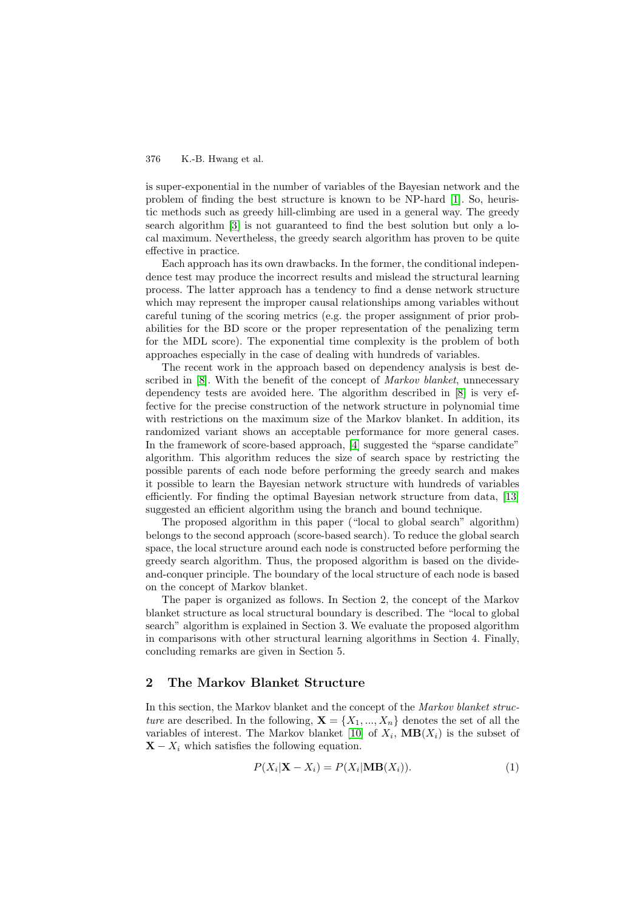is super-exponential in the number of variables of the Bayesian network and the problem of finding the best structure is known to be NP-hard [1]. So, heuristic methods such as greedy hill-climbing are used in a general way. The greedy search algorithm [3] is not guaranteed to find the best solution but only a local maximum. Nevertheless, the greedy search algorithm has proven to be quite effective in practice.

Each approach has its own drawbacks. In the former, the conditional independence test may produce the incorrect results and mislead the structural learning process. The latter approach has a tendency to find a dense network structure which may represent the improper causal relationships among variables without careful tuning of the scoring metrics (e.g. the proper assignment of prior probabilities for the BD score or the proper representation of the penalizing term for the MDL score). The exponential time complexity is the problem of both approaches especially in the case of dealing with hundreds of variables.

The recent work in the approach based on dependency analysis is best described in [8]. With the benefit of the concept of *Markov blanket*, unnecessary dependency tests are avoided here. The algorithm described in [8] is very effective for the precise construction of the network structure in polynomial time with restrictions on the maximum size of the Markov blanket. In addition, its randomized variant shows an acceptable performance for more general cases. In the framework of score-based approach, [4] suggested the "sparse candidate" algorithm. This algorithm reduces the size of search space by restricting the possible parents of each node before performing the greedy search and makes it possible to learn the Bayesian network structure with hundreds of variables efficiently. For finding the optimal Bayesian network structure from data, [13] suggested an efficient algorithm using the branch and bound technique.

The proposed algorithm in this paper ("local to global search" algorithm) belongs to the second approach (score-based search). To reduce the global search space, the local structure around each node is constructed before performing the greedy search algorithm. Thus, the proposed algorithm is based on the divide-and-conquer principle. The boundary of the local structure of each node is based on the concept of Markov blanket.

The paper is organized as follows. In Section 2, the concept of the Markov blanket structure as local structural boundary is described. The "local to global search" algorithm is explained in Section 3. We evaluate the proposed algorithm in comparisons with other structural learning algorithms in Section 4. Finally, concluding remarks are given in Section 5.

## 2 The Markov Blanket Structure

In this section, the Markov blanket and the concept of the *Markov blanket structure* are described. In the following, $\mathbf{X} = \{X_1, ..., X_n\}$ denotes the set of all the variables of interest. The Markov blanket [10] of $X_i$, $\mathbf{MB}(X_i)$ is the subset of $\mathbf{X} - X_i$ which satisfies the following equation.

$$P(X_i|\mathbf{X} - X_i) = P(X_i|\mathbf{MB}(X_i)). \tag{1}$$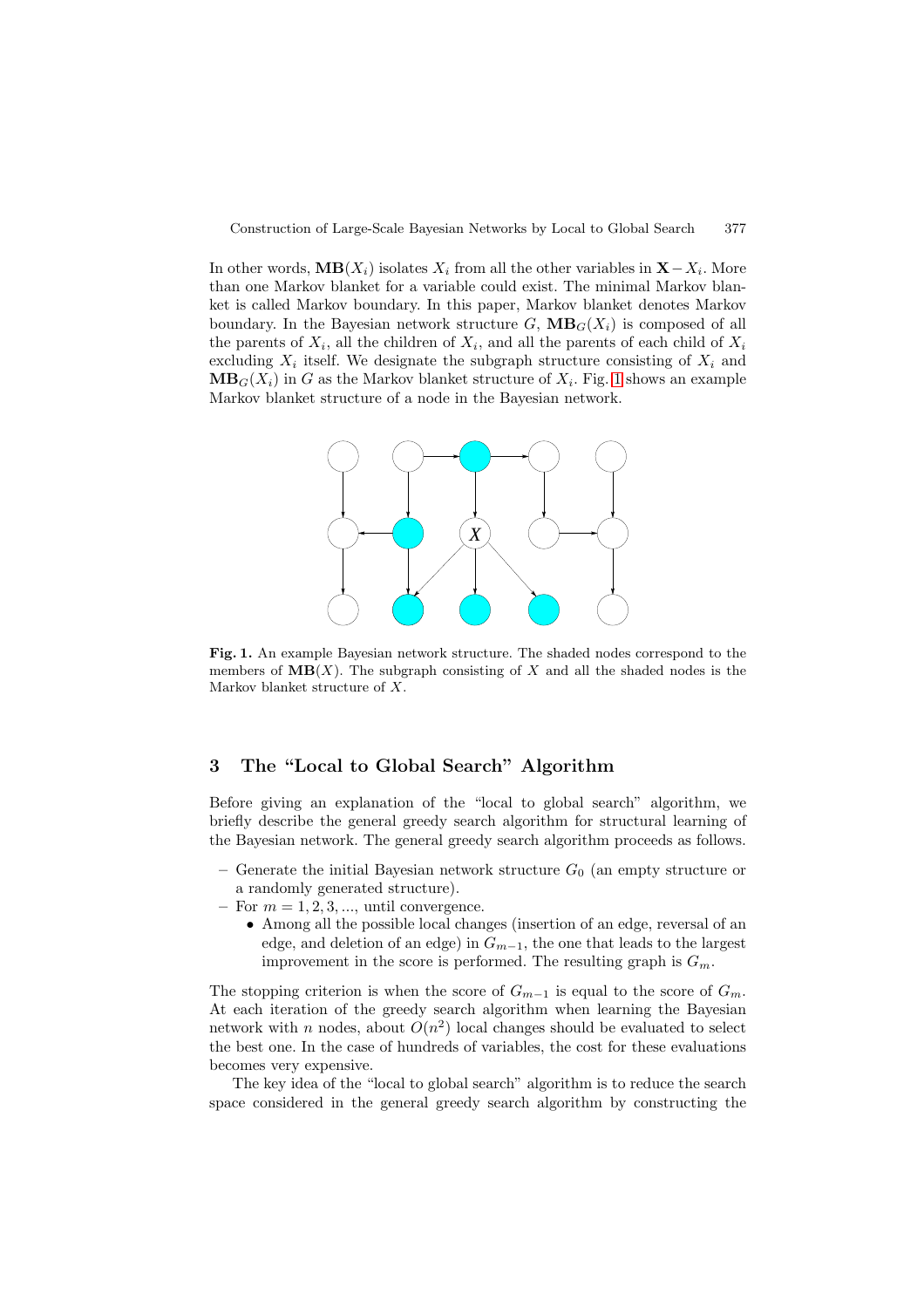In other words, $\mathbf{MB}(X_i)$ isolates $X_i$ from all the other variables in $\mathbf{X} - X_i$. More than one Markov blanket for a variable could exist. The minimal Markov blanket is called Markov boundary. In this paper, Markov blanket denotes Markov boundary. In the Bayesian network structure $G$, $\mathbf{MB}_G(X_i)$ is composed of all the parents of $X_i$, all the children of $X_i$, and all the parents of each child of $X_i$ excluding $X_i$ itself. We designate the subgraph structure consisting of $X_i$ and $\mathbf{MB}_G(X_i)$ in $G$ as the Markov blanket structure of $X_i$. Fig. 1 shows an example Markov blanket structure of a node in the Bayesian network.

X

**Fig. 1.** An example Bayesian network structure. The shaded nodes correspond to the members of $\mathbf{MB}(X)$. The subgraph consisting of $X$ and all the shaded nodes is the Markov blanket structure of $X$.

## 3 The "Local to Global Search" Algorithm

Before giving an explanation of the "local to global search" algorithm, we briefly describe the general greedy search algorithm for structural learning of the Bayesian network. The general greedy search algorithm proceeds as follows.

- Generate the initial Bayesian network structure $G_0$ (an empty structure or a randomly generated structure).
- For $m = 1, 2, 3, ...,$ until convergence.
  - Among all the possible local changes (insertion of an edge, reversal of an edge, and deletion of an edge) in $G_{m-1}$, the one that leads to the largest improvement in the score is performed. The resulting graph is $G_m$.

The stopping criterion is when the score of $G_{m-1}$ is equal to the score of $G_m$. At each iteration of the greedy search algorithm when learning the Bayesian network with $n$ nodes, about $O(n^2)$ local changes should be evaluated to select the best one. In the case of hundreds of variables, the cost for these evaluations becomes very expensive.

The key idea of the "local to global search" algorithm is to reduce the search space considered in the general greedy search algorithm by constructing the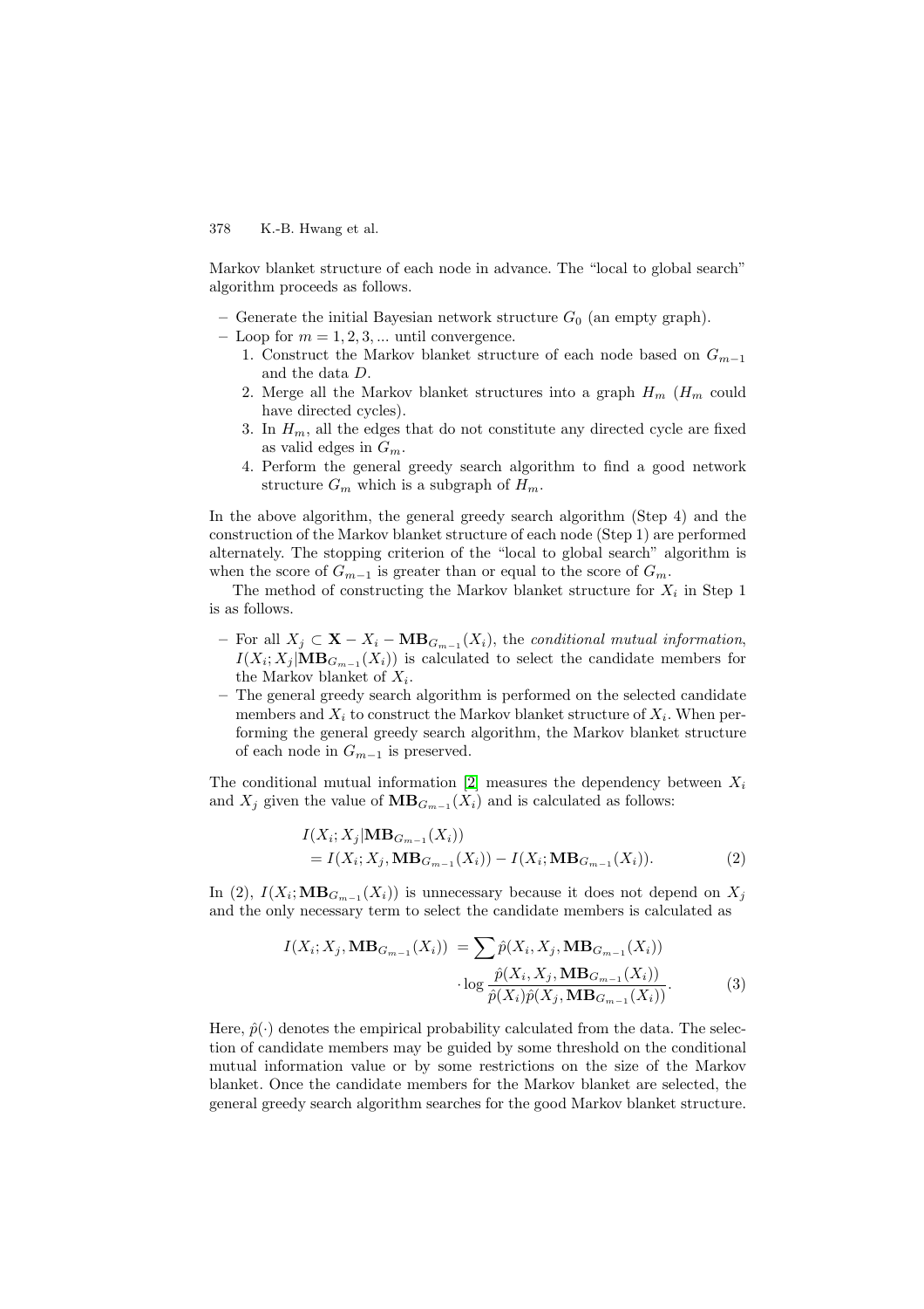Markov blanket structure of each node in advance. The "local to global search" algorithm proceeds as follows.

- Generate the initial Bayesian network structure $G_0$ (an empty graph).
- Loop for $m = 1, 2, 3, ...$ until convergence.
  1. Construct the Markov blanket structure of each node based on $G_{m-1}$ and the data $D$.
  2. Merge all the Markov blanket structures into a graph $H_m$ ($H_m$ could have directed cycles).
  3. In $H_m$, all the edges that do not constitute any directed cycle are fixed as valid edges in $G_m$.
  4. Perform the general greedy search algorithm to find a good network structure $G_m$ which is a subgraph of $H_m$.

In the above algorithm, the general greedy search algorithm (Step 4) and the construction of the Markov blanket structure of each node (Step 1) are performed alternately. The stopping criterion of the "local to global search" algorithm is when the score of $G_{m-1}$ is greater than or equal to the score of $G_m$.

The method of constructing the Markov blanket structure for $X_i$ in Step 1 is as follows.

- For all $X_j \subset \mathbf{X} - X_i - \mathbf{MB}_{G_{m-1}}(X_i)$, the *conditional mutual information*, $I(X_i; X_j | \mathbf{MB}_{G_{m-1}}(X_i))$ is calculated to select the candidate members for the Markov blanket of $X_i$.
- The general greedy search algorithm is performed on the selected candidate members and $X_i$ to construct the Markov blanket structure of $X_i$. When performing the general greedy search algorithm, the Markov blanket structure of each node in $G_{m-1}$ is preserved.

The conditional mutual information [2] measures the dependency between $X_i$ and $X_j$ given the value of $\mathbf{MB}_{G_{m-1}}(X_i)$ and is calculated as follows:

$$
\begin{aligned}
&I(X_i; X_j | \mathbf{MB}_{G_{m-1}}(X_i)) \\
&= I(X_i; X_j, \mathbf{MB}_{G_{m-1}}(X_i)) - I(X_i; \mathbf{MB}_{G_{m-1}}(X_i)). \qquad (2)
\end{aligned}
$$

In (2), $I(X_i; \mathbf{MB}_{G_{m-1}}(X_i))$ is unnecessary because it does not depend on $X_j$ and the only necessary term to select the candidate members is calculated as

$$
\begin{aligned}
I(X_i; X_j, \mathbf{MB}_{G_{m-1}}(X_i)) &= \sum \hat{p}(X_i, X_j, \mathbf{MB}_{G_{m-1}}(X_i)) \\
&\cdot \log \frac{\hat{p}(X_i, X_j, \mathbf{MB}_{G_{m-1}}(X_i))}{\hat{p}(X_i)\hat{p}(X_j, \mathbf{MB}_{G_{m-1}}(X_i))}. \qquad (3)
\end{aligned}
$$

Here, $\hat{p}(\cdot)$ denotes the empirical probability calculated from the data. The selection of candidate members may be guided by some threshold on the conditional mutual information value or by some restrictions on the size of the Markov blanket. Once the candidate members for the Markov blanket are selected, the general greedy search algorithm searches for the good Markov blanket structure.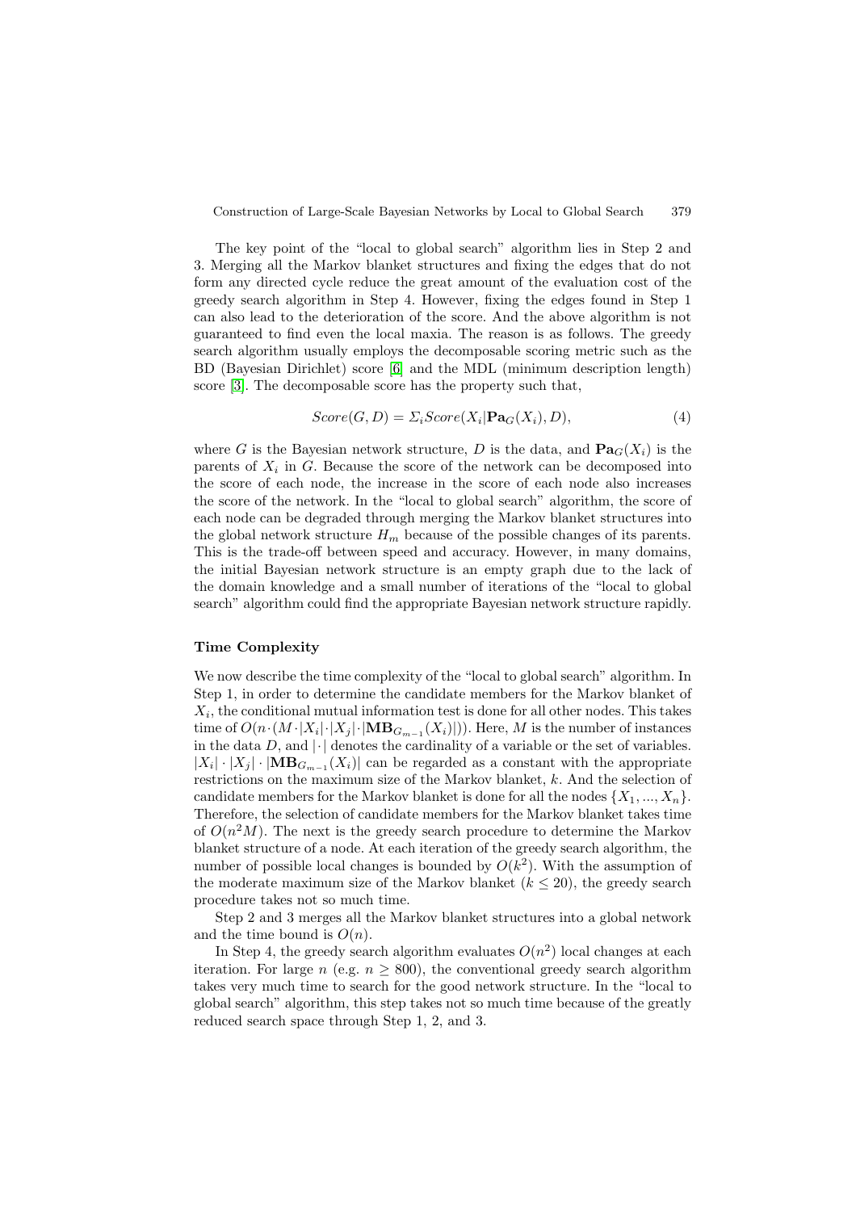The key point of the "local to global search" algorithm lies in Step 2 and 3. Merging all the Markov blanket structures and fixing the edges that do not form any directed cycle reduce the great amount of the evaluation cost of the greedy search algorithm in Step 4. However, fixing the edges found in Step 1 can also lead to the deterioration of the score. And the above algorithm is not guaranteed to find even the local maxia. The reason is as follows. The greedy search algorithm usually employs the decomposable scoring metric such as the BD (Bayesian Dirichlet) score [6] and the MDL (minimum description length) score [3]. The decomposable score has the property such that,

$$Score(G, D) = \Sigma_i Score(X_i|\mathbf{Pa}_G(X_i), D), \tag{4}$$

where $G$ is the Bayesian network structure, $D$ is the data, and $\mathbf{Pa}_G(X_i)$ is the parents of $X_i$ in $G$. Because the score of the network can be decomposed into the score of each node, the increase in the score of each node also increases the score of the network. In the "local to global search" algorithm, the score of each node can be degraded through merging the Markov blanket structures into the global network structure $H_m$ because of the possible changes of its parents. This is the trade-off between speed and accuracy. However, in many domains, the initial Bayesian network structure is an empty graph due to the lack of the domain knowledge and a small number of iterations of the "local to global search" algorithm could find the appropriate Bayesian network structure rapidly.

**Time Complexity**

We now describe the time complexity of the "local to global search" algorithm. In Step 1, in order to determine the candidate members for the Markov blanket of $X_i$, the conditional mutual information test is done for all other nodes. This takes time of $O(n \cdot (M \cdot |X_i| \cdot |X_j| \cdot |\mathbf{MB}_{G_{m-1}}(X_i)|))$. Here, $M$ is the number of instances in the data $D$, and $|\cdot|$ denotes the cardinality of a variable or the set of variables. $|X_i| \cdot |X_j| \cdot |\mathbf{MB}_{G_{m-1}}(X_i)|$ can be regarded as a constant with the appropriate restrictions on the maximum size of the Markov blanket, $k$. And the selection of candidate members for the Markov blanket is done for all the nodes $\{X_1, ..., X_n\}$. Therefore, the selection of candidate members for the Markov blanket takes time of $O(n^2M)$. The next is the greedy search procedure to determine the Markov blanket structure of a node. At each iteration of the greedy search algorithm, the number of possible local changes is bounded by $O(k^2)$. With the assumption of the moderate maximum size of the Markov blanket ($k \leq 20$), the greedy search procedure takes not so much time.

Step 2 and 3 merges all the Markov blanket structures into a global network and the time bound is $O(n)$.

In Step 4, the greedy search algorithm evaluates $O(n^2)$ local changes at each iteration. For large $n$ (e.g. $n \geq 800$), the conventional greedy search algorithm takes very much time to search for the good network structure. In the "local to global search" algorithm, this step takes not so much time because of the greatly reduced search space through Step 1, 2, and 3.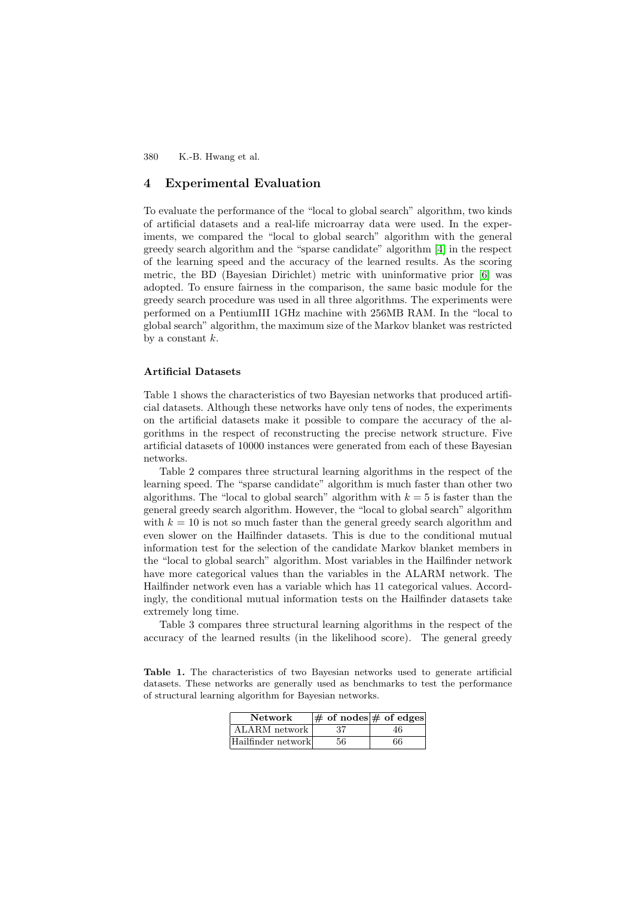## 4 Experimental Evaluation

To evaluate the performance of the "local to global search" algorithm, two kinds of artificial datasets and a real-life microarray data were used. In the experiments, we compared the "local to global search" algorithm with the general greedy search algorithm and the "sparse candidate" algorithm [4] in the respect of the learning speed and the accuracy of the learned results. As the scoring metric, the BD (Bayesian Dirichlet) metric with uninformative prior [6] was adopted. To ensure fairness in the comparison, the same basic module for the greedy search procedure was used in all three algorithms. The experiments were performed on a PentiumIII 1GHz machine with 256MB RAM. In the "local to global search" algorithm, the maximum size of the Markov blanket was restricted by a constant $k$.

### Artificial Datasets

Table 1 shows the characteristics of two Bayesian networks that produced artificial datasets. Although these networks have only tens of nodes, the experiments on the artificial datasets make it possible to compare the accuracy of the algorithms in the respect of reconstructing the precise network structure. Five artificial datasets of 10000 instances were generated from each of these Bayesian networks.

Table 2 compares three structural learning algorithms in the respect of the learning speed. The "sparse candidate" algorithm is much faster than other two algorithms. The "local to global search" algorithm with $k = 5$ is faster than the general greedy search algorithm. However, the "local to global search" algorithm with $k = 10$ is not so much faster than the general greedy search algorithm and even slower on the Hailfinder datasets. This is due to the conditional mutual information test for the selection of the candidate Markov blanket members in the "local to global search" algorithm. Most variables in the Hailfinder network have more categorical values than the variables in the ALARM network. The Hailfinder network even has a variable which has 11 categorical values. Accordingly, the conditional mutual information tests on the Hailfinder datasets take extremely long time.

Table 3 compares three structural learning algorithms in the respect of the accuracy of the learned results (in the likelihood score). The general greedy

**Table 1.** The characteristics of two Bayesian networks used to generate artificial datasets. These networks are generally used as benchmarks to test the performance of structural learning algorithm for Bayesian networks.

| Network | # of nodes | # of edges |
|---|---|---|
| ALARM network | 37 | 46 |
| Hailfinder network | 56 | 66 |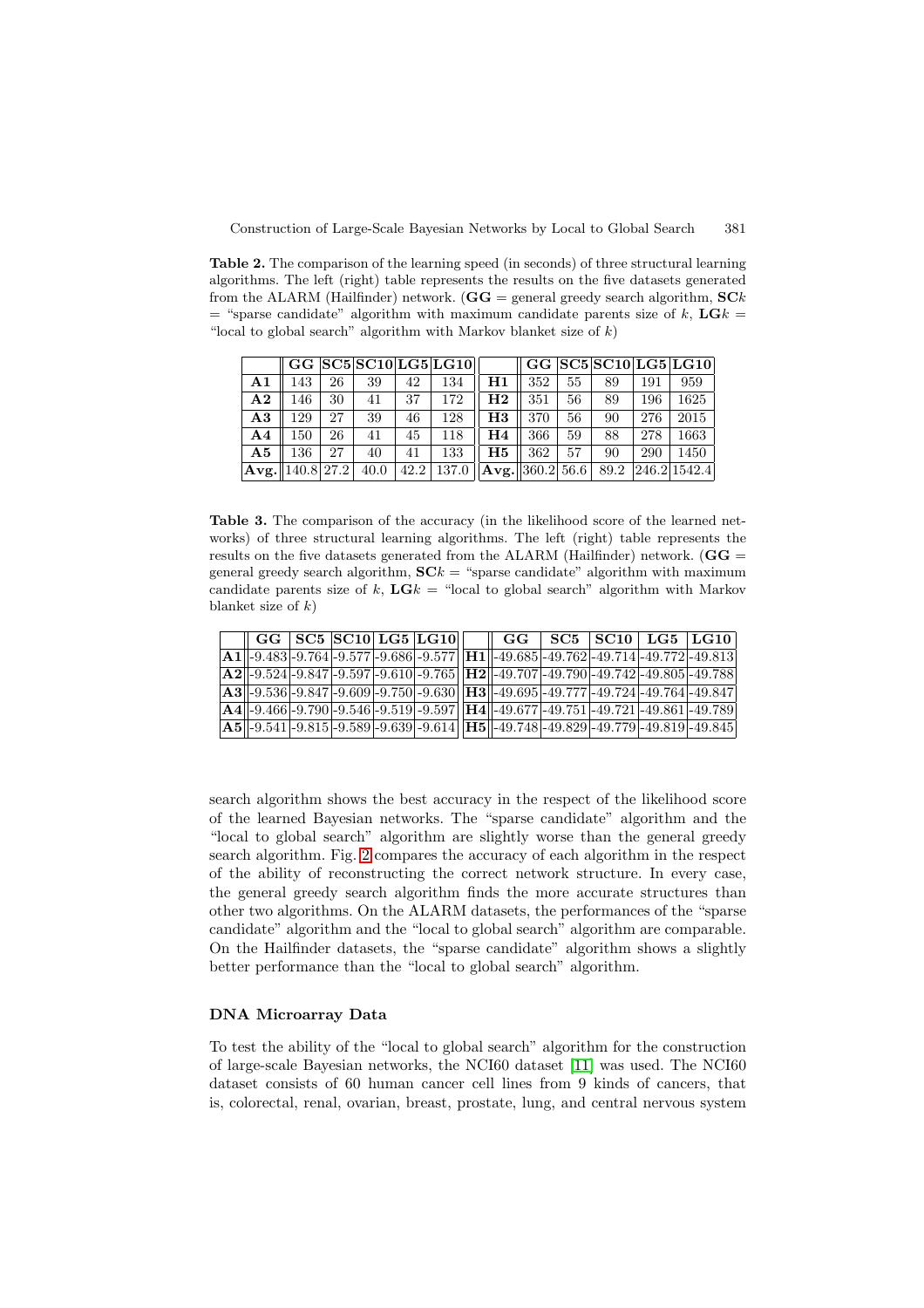**Table 2.** The comparison of the learning speed (in seconds) of three structural learning algorithms. The left (right) table represents the results on the five datasets generated from the ALARM (Hailfinder) network. (**GG** = general greedy search algorithm, **SC**$k$ = "sparse candidate" algorithm with maximum candidate parents size of $k$, **LG**$k$ = "local to global search" algorithm with Markov blanket size of $k$)

| | **GG** | **SC5** | **SC10** | **LG5** | **LG10** | | **GG** | **SC5** | **SC10** | **LG5** | **LG10** |
|---|---|---|---|---|---|---|---|---|---|---|---|
| **A1** | 143 | 26 | 39 | 42 | 134 | **H1** | 352 | 55 | 89 | 191 | 959 |
| **A2** | 146 | 30 | 41 | 37 | 172 | **H2** | 351 | 56 | 89 | 196 | 1625 |
| **A3** | 129 | 27 | 39 | 46 | 128 | **H3** | 370 | 56 | 90 | 276 | 2015 |
| **A4** | 150 | 26 | 41 | 45 | 118 | **H4** | 366 | 59 | 88 | 278 | 1663 |
| **A5** | 136 | 27 | 40 | 41 | 133 | **H5** | 362 | 57 | 90 | 290 | 1450 |
| **Avg.** | 140.8 | 27.2 | 40.0 | 42.2 | 137.0 | **Avg.** | 360.2 | 56.6 | 89.2 | 246.2 | 1542.4 |

**Table 3.** The comparison of the accuracy (in the likelihood score of the learned networks) of three structural learning algorithms. The left (right) table represents the results on the five datasets generated from the ALARM (Hailfinder) network. (**GG** = general greedy search algorithm, **SC**$k$ = "sparse candidate" algorithm with maximum candidate parents size of $k$, **LG**$k$ = "local to global search" algorithm with Markov blanket size of $k$)

| | **GG** | **SC5** | **SC10** | **LG5** | **LG10** | | **GG** | **SC5** | **SC10** | **LG5** | **LG10** |
|---|---|---|---|---|---|---|---|---|---|---|---|
| **A1** | -9.483 | -9.764 | -9.577 | -9.686 | -9.577 | **H1** | -49.685 | -49.762 | -49.714 | -49.772 | -49.813 |
| **A2** | -9.524 | -9.847 | -9.597 | -9.610 | -9.765 | **H2** | -49.707 | -49.790 | -49.742 | -49.805 | -49.788 |
| **A3** | -9.536 | -9.847 | -9.609 | -9.750 | -9.630 | **H3** | -49.695 | -49.777 | -49.724 | -49.764 | -49.847 |
| **A4** | -9.466 | -9.790 | -9.546 | -9.519 | -9.597 | **H4** | -49.677 | -49.751 | -49.721 | -49.861 | -49.789 |
| **A5** | -9.541 | -9.815 | -9.589 | -9.639 | -9.614 | **H5** | -49.748 | -49.829 | -49.779 | -49.819 | -49.845 |

search algorithm shows the best accuracy in the respect of the likelihood score of the learned Bayesian networks. The "sparse candidate" algorithm and the "local to global search" algorithm are slightly worse than the general greedy search algorithm. Fig. 2 compares the accuracy of each algorithm in the respect of the ability of reconstructing the correct network structure. In every case, the general greedy search algorithm finds the more accurate structures than other two algorithms. On the ALARM datasets, the performances of the "sparse candidate" algorithm and the "local to global search" algorithm are comparable. On the Hailfinder datasets, the "sparse candidate" algorithm shows a slightly better performance than the "local to global search" algorithm.

#### DNA Microarray Data

To test the ability of the "local to global search" algorithm for the construction of large-scale Bayesian networks, the NCI60 dataset [11] was used. The NCI60 dataset consists of 60 human cancer cell lines from 9 kinds of cancers, that is, colorectal, renal, ovarian, breast, prostate, lung, and central nervous system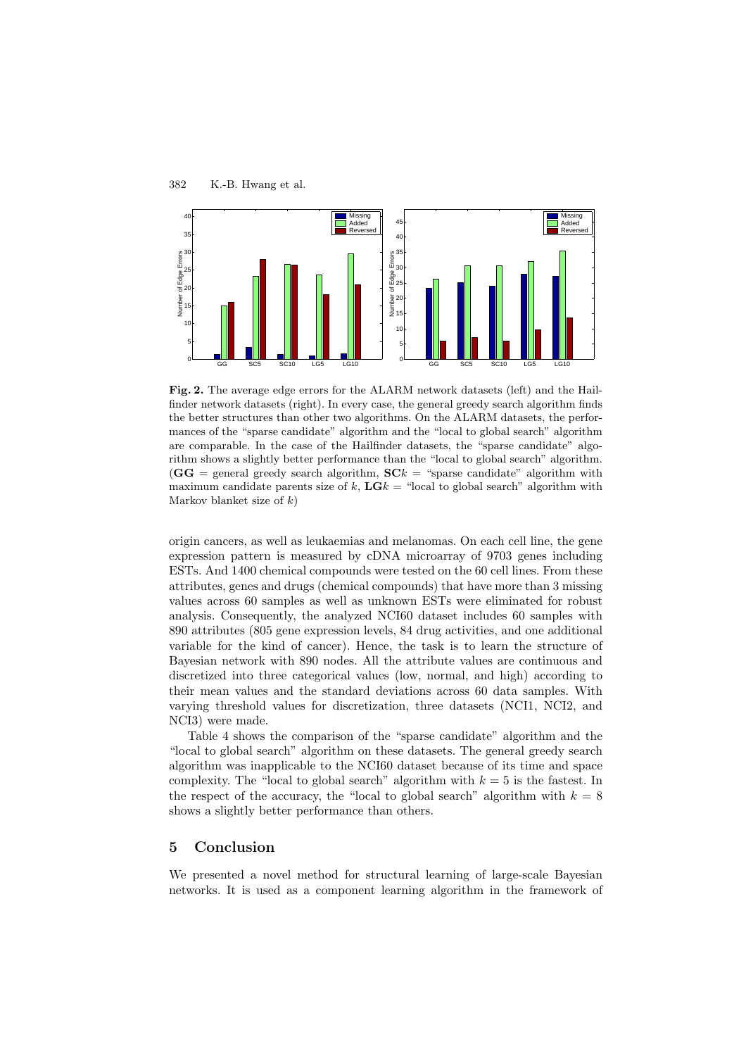**Fig. 2.** The average edge errors for the ALARM network datasets (left) and the Hailfinder network datasets (right). In every case, the general greedy search algorithm finds the better structures than other two algorithms. On the ALARM datasets, the performances of the "sparse candidate" algorithm and the "local to global search" algorithm are comparable. In the case of the Hailfinder datasets, the "sparse candidate" algorithm shows a slightly better performance than the "local to global search" algorithm. (**GG** = general greedy search algorithm, **SC**$k$ = "sparse candidate" algorithm with maximum candidate parents size of $k$, **LG**$k$ = "local to global search" algorithm with Markov blanket size of $k$)

origin cancers, as well as leukaemias and melanomas. On each cell line, the gene expression pattern is measured by cDNA microarray of 9703 genes including ESTs. And 1400 chemical compounds were tested on the 60 cell lines. From these attributes, genes and drugs (chemical compounds) that have more than 3 missing values across 60 samples as well as unknown ESTs were eliminated for robust analysis. Consequently, the analyzed NCI60 dataset includes 60 samples with 890 attributes (805 gene expression levels, 84 drug activities, and one additional variable for the kind of cancer). Hence, the task is to learn the structure of Bayesian network with 890 nodes. All the attribute values are continuous and discretized into three categorical values (low, normal, and high) according to their mean values and the standard deviations across 60 data samples. With varying threshold values for discretization, three datasets (NCI1, NCI2, and NCI3) were made.

Table 4 shows the comparison of the "sparse candidate" algorithm and the "local to global search" algorithm on these datasets. The general greedy search algorithm was inapplicable to the NCI60 dataset because of its time and space complexity. The "local to global search" algorithm with $k = 5$ is the fastest. In the respect of the accuracy, the "local to global search" algorithm with $k = 8$ shows a slightly better performance than others.

## 5 Conclusion

We presented a novel method for structural learning of large-scale Bayesian networks. It is used as a component learning algorithm in the framework of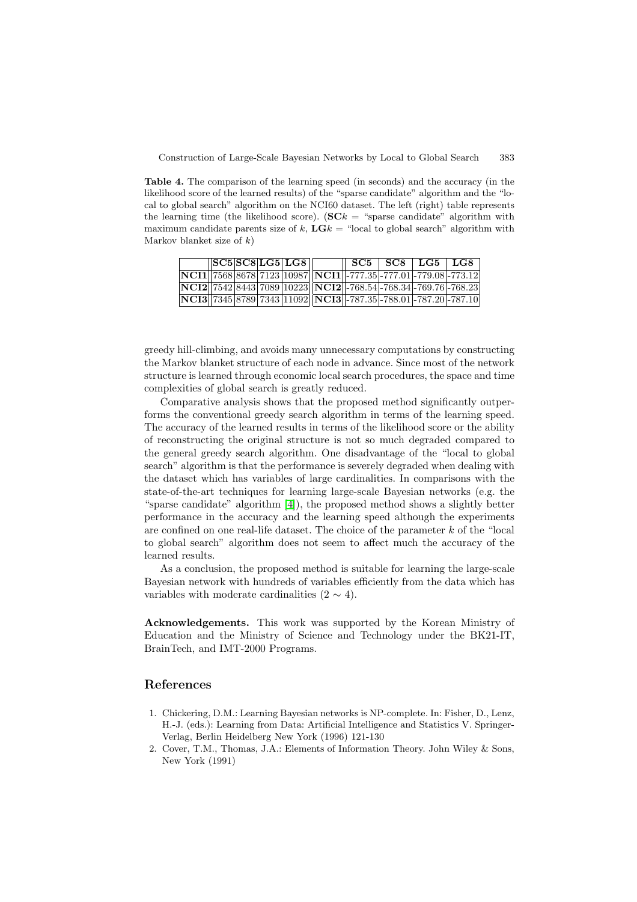**Table 4.** The comparison of the learning speed (in seconds) and the accuracy (in the likelihood score of the learned results) of the "sparse candidate" algorithm and the "local to global search" algorithm on the NCI60 dataset. The left (right) table represents the learning time (the likelihood score). (**SC**$k$ = "sparse candidate" algorithm with maximum candidate parents size of $k$, **LG**$k$ = "local to global search" algorithm with Markov blanket size of $k$)

| | **SC5** | **SC8** | **LG5** | **LG8** |
|---|---|---|---|---|
| **NCI1** | 7568 | 8678 | 7123 | 10987 |
| **NCI2** | 7542 | 8443 | 7089 | 10223 |
| **NCI3** | 7345 | 8789 | 7343 | 11092 |

| | **SC5** | **SC8** | **LG5** | **LG8** |
|---|---|---|---|---|
| **NCI1** | -777.35 | -777.01 | -779.08 | -773.12 |
| **NCI2** | -768.54 | -768.34 | -769.76 | -768.23 |
| **NCI3** | -787.35 | -788.01 | -787.20 | -787.10 |

greedy hill-climbing, and avoids many unnecessary computations by constructing the Markov blanket structure of each node in advance. Since most of the network structure is learned through economic local search procedures, the space and time complexities of global search is greatly reduced.

Comparative analysis shows that the proposed method significantly outperforms the conventional greedy search algorithm in terms of the learning speed. The accuracy of the learned results in terms of the likelihood score or the ability of reconstructing the original structure is not so much degraded compared to the general greedy search algorithm. One disadvantage of the "local to global search" algorithm is that the performance is severely degraded when dealing with the dataset which has variables of large cardinalities. In comparisons with the state-of-the-art techniques for learning large-scale Bayesian networks (e.g. the "sparse candidate" algorithm [4]), the proposed method shows a slightly better performance in the accuracy and the learning speed although the experiments are confined on one real-life dataset. The choice of the parameter $k$ of the "local to global search" algorithm does not seem to affect much the accuracy of the learned results.

As a conclusion, the proposed method is suitable for learning the large-scale Bayesian network with hundreds of variables efficiently from the data which has variables with moderate cardinalities ($2 \sim 4$).

**Acknowledgements.** This work was supported by the Korean Ministry of Education and the Ministry of Science and Technology under the BK21-IT, BrainTech, and IMT-2000 Programs.

## References

1. Chickering, D.M.: Learning Bayesian networks is NP-complete. In: Fisher, D., Lenz, H.-J. (eds.): Learning from Data: Artificial Intelligence and Statistics V. Springer-Verlag, Berlin Heidelberg New York (1996) 121-130
2. Cover, T.M., Thomas, J.A.: Elements of Information Theory. John Wiley & Sons, New York (1991)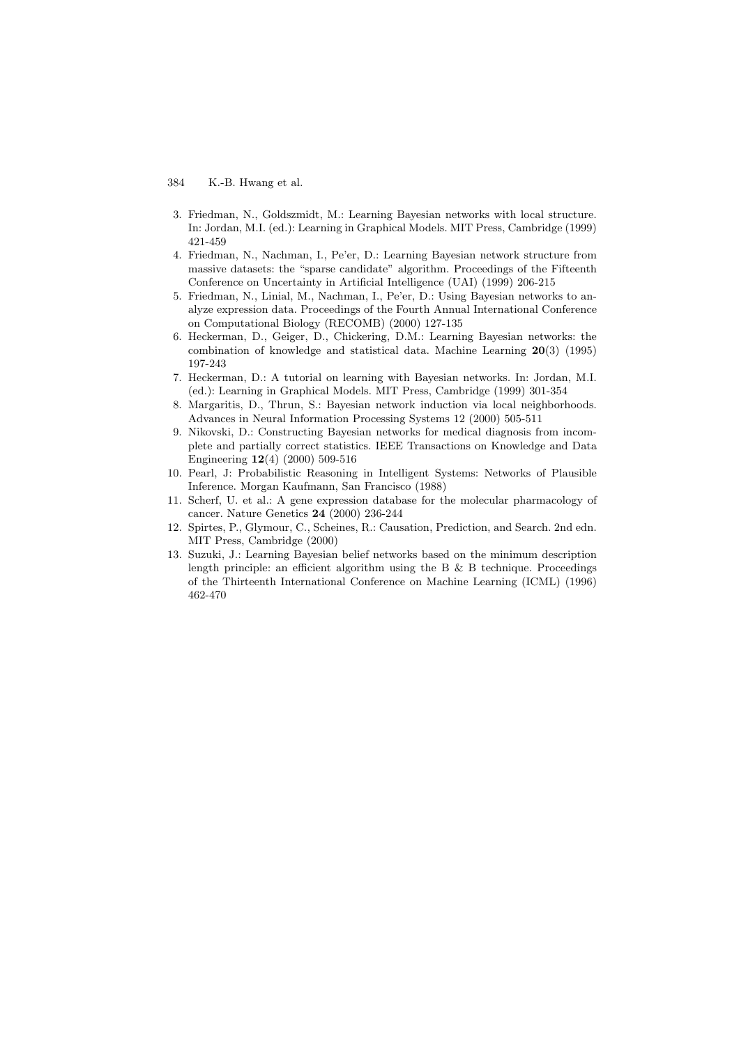3. Friedman, N., Goldszmidt, M.: Learning Bayesian networks with local structure. In: Jordan, M.I. (ed.): Learning in Graphical Models. MIT Press, Cambridge (1999) 421-459
4. Friedman, N., Nachman, I., Pe'er, D.: Learning Bayesian network structure from massive datasets: the "sparse candidate" algorithm. Proceedings of the Fifteenth Conference on Uncertainty in Artificial Intelligence (UAI) (1999) 206-215
5. Friedman, N., Linial, M., Nachman, I., Pe'er, D.: Using Bayesian networks to analyze expression data. Proceedings of the Fourth Annual International Conference on Computational Biology (RECOMB) (2000) 127-135
6. Heckerman, D., Geiger, D., Chickering, D.M.: Learning Bayesian networks: the combination of knowledge and statistical data. Machine Learning **20**(3) (1995) 197-243
7. Heckerman, D.: A tutorial on learning with Bayesian networks. In: Jordan, M.I. (ed.): Learning in Graphical Models. MIT Press, Cambridge (1999) 301-354
8. Margaritis, D., Thrun, S.: Bayesian network induction via local neighborhoods. Advances in Neural Information Processing Systems 12 (2000) 505-511
9. Nikovski, D.: Constructing Bayesian networks for medical diagnosis from incomplete and partially correct statistics. IEEE Transactions on Knowledge and Data Engineering **12**(4) (2000) 509-516
10. Pearl, J: Probabilistic Reasoning in Intelligent Systems: Networks of Plausible Inference. Morgan Kaufmann, San Francisco (1988)
11. Scherf, U. et al.: A gene expression database for the molecular pharmacology of cancer. Nature Genetics **24** (2000) 236-244
12. Spirtes, P., Glymour, C., Scheines, R.: Causation, Prediction, and Search. 2nd edn. MIT Press, Cambridge (2000)
13. Suzuki, J.: Learning Bayesian belief networks based on the minimum description length principle: an efficient algorithm using the B & B technique. Proceedings of the Thirteenth International Conference on Machine Learning (ICML) (1996) 462-470